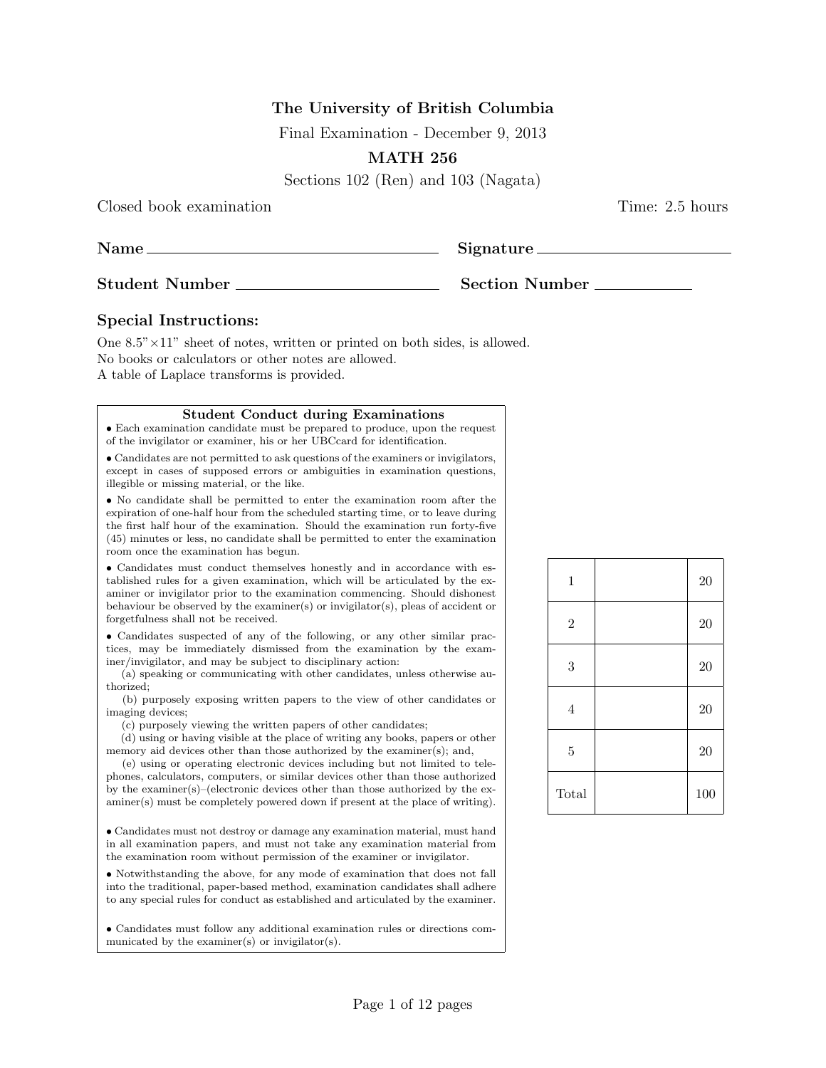**The University of British Columbia**

Final Examination - December 9, 2013

**MATH 256**

Sections 102 (Ren) and 103 (Nagata)

Closed book examination Time: 2.5 hours

**Name** ______________________ **Signature** ______________________

**Student Number** ______________________ **Section Number** ____________

## Special Instructions:

One 8.5"×11" sheet of notes, written or printed on both sides, is allowed.
No books or calculators or other notes are allowed.
A table of Laplace transforms is provided.

**Student Conduct during Examinations**

- Each examination candidate must be prepared to produce, upon the request of the invigilator or examiner, his or her UBCcard for identification.
- Candidates are not permitted to ask questions of the examiners or invigilators, except in cases of supposed errors or ambiguities in examination questions, illegible or missing material, or the like.
- No candidate shall be permitted to enter the examination room after the expiration of one-half hour from the scheduled starting time, or to leave during the first half hour of the examination. Should the examination run forty-five (45) minutes or less, no candidate shall be permitted to enter the examination room once the examination has begun.
- Candidates must conduct themselves honestly and in accordance with established rules for a given examination, which will be articulated by the examiner or invigilator prior to the examination commencing. Should dishonest behaviour be observed by the examiner(s) or invigilator(s), pleas of accident or forgetfulness shall not be received.
- Candidates suspected of any of the following, or any other similar practices, may be immediately dismissed from the examination by the examiner/invigilator, and may be subject to disciplinary action:
  (a) speaking or communicating with other candidates, unless otherwise authorized;
  (b) purposely exposing written papers to the view of other candidates or imaging devices;
  (c) purposely viewing the written papers of other candidates;
  (d) using or having visible at the place of writing any books, papers or other memory aid devices other than those authorized by the examiner(s); and,
  (e) using or operating electronic devices including but not limited to telephones, calculators, computers, or similar devices other than those authorized by the examiner(s)–(electronic devices other than those authorized by the examiner(s) must be completely powered down if present at the place of writing).
- Candidates must not destroy or damage any examination material, must hand in all examination papers, and must not take any examination material from the examination room without permission of the examiner or invigilator.
- Notwithstanding the above, for any mode of examination that does not fall into the traditional, paper-based method, examination candidates shall adhere to any special rules for conduct as established and articulated by the examiner.
- Candidates must follow any additional examination rules or directions communicated by the examiner(s) or invigilator(s).

| | | |
|---|---|---|
| 1 | | 20 |
| 2 | | 20 |
| 3 | | 20 |
| 4 | | 20 |
| 5 | | 20 |
| Total | | 100 |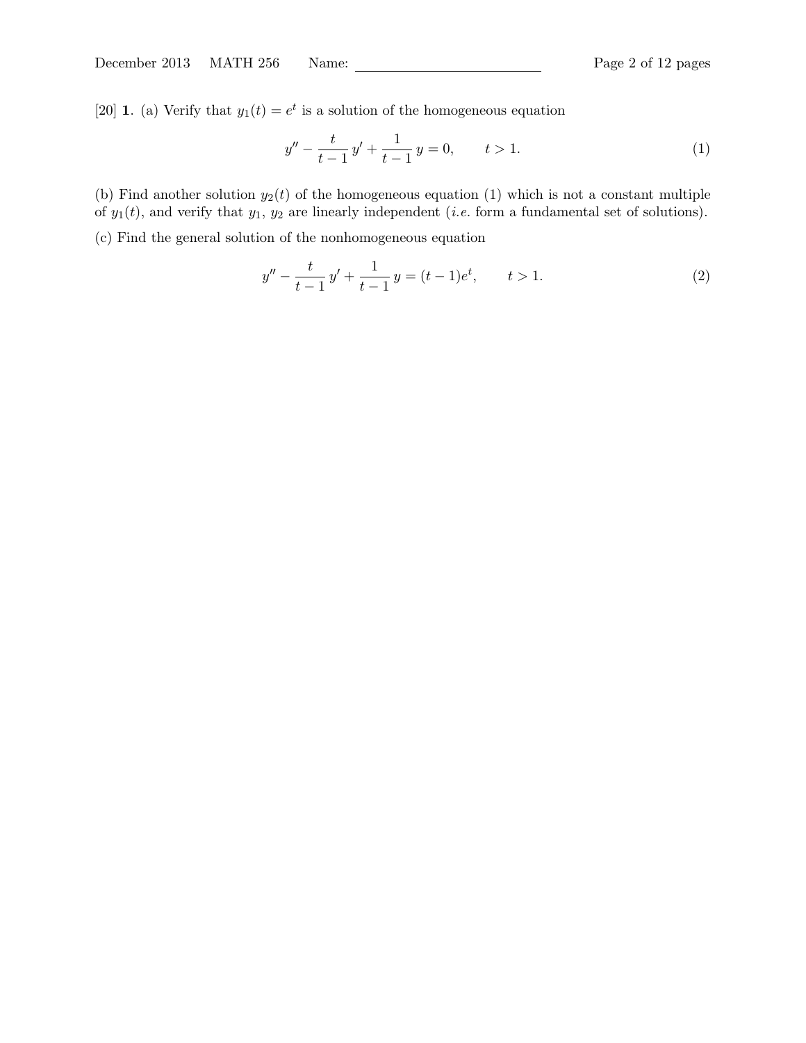[20] **1**. (a) Verify that $y_1(t) = e^t$ is a solution of the homogeneous equation

$$y'' - \frac{t}{t-1}\,y' + \frac{1}{t-1}\,y = 0, \qquad t > 1. \tag{1}$$

(b) Find another solution $y_2(t)$ of the homogeneous equation (1) which is not a constant multiple of $y_1(t)$, and verify that $y_1$, $y_2$ are linearly independent (*i.e.* form a fundamental set of solutions).

(c) Find the general solution of the nonhomogeneous equation

$$y'' - \frac{t}{t-1}\,y' + \frac{1}{t-1}\,y = (t-1)e^t, \qquad t > 1. \tag{2}$$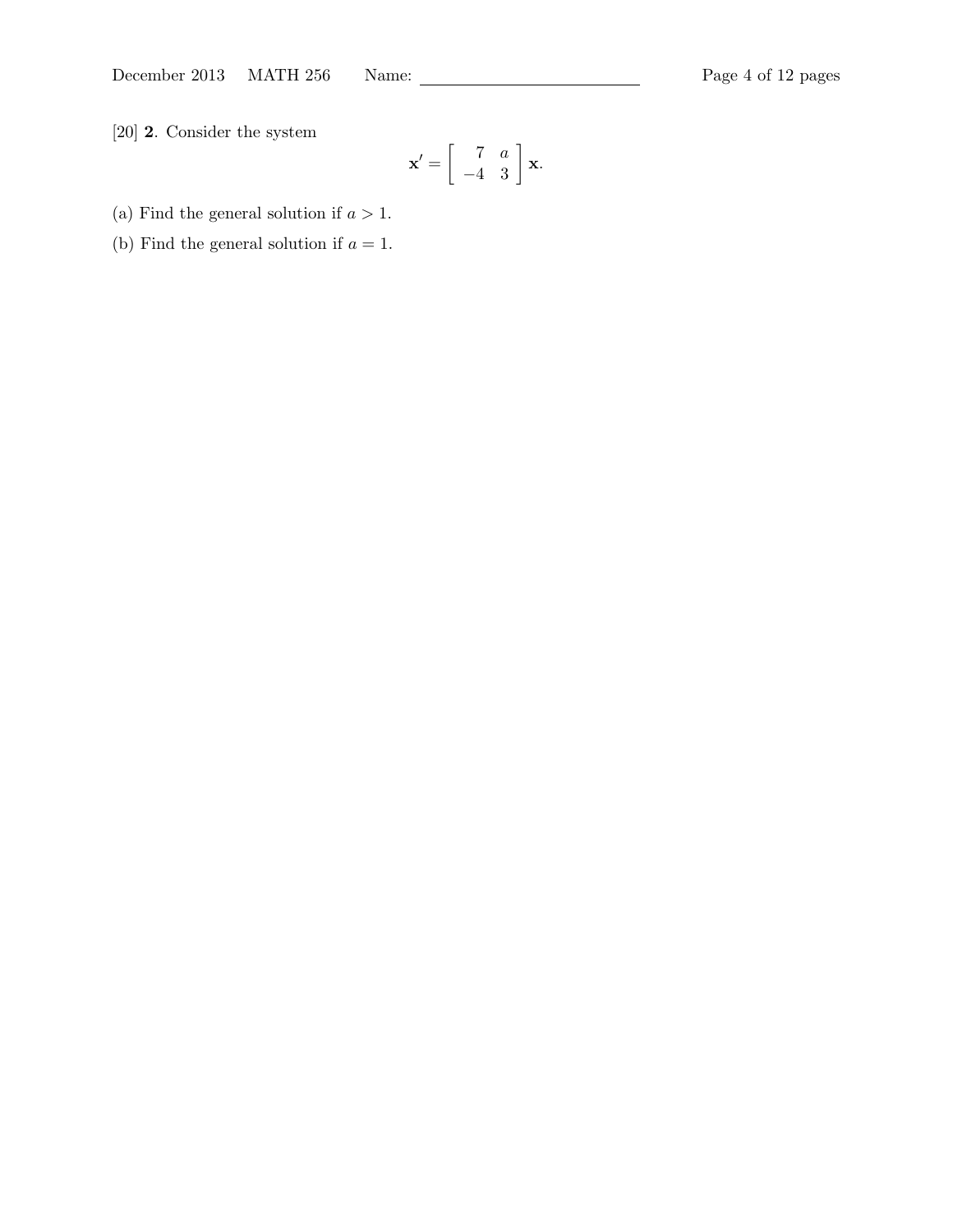[20] **2**. Consider the system

$$\mathbf{x}' = \begin{bmatrix} 7 & a \\ -4 & 3 \end{bmatrix} \mathbf{x}.$$

(a) Find the general solution if $a > 1$.

(b) Find the general solution if $a = 1$.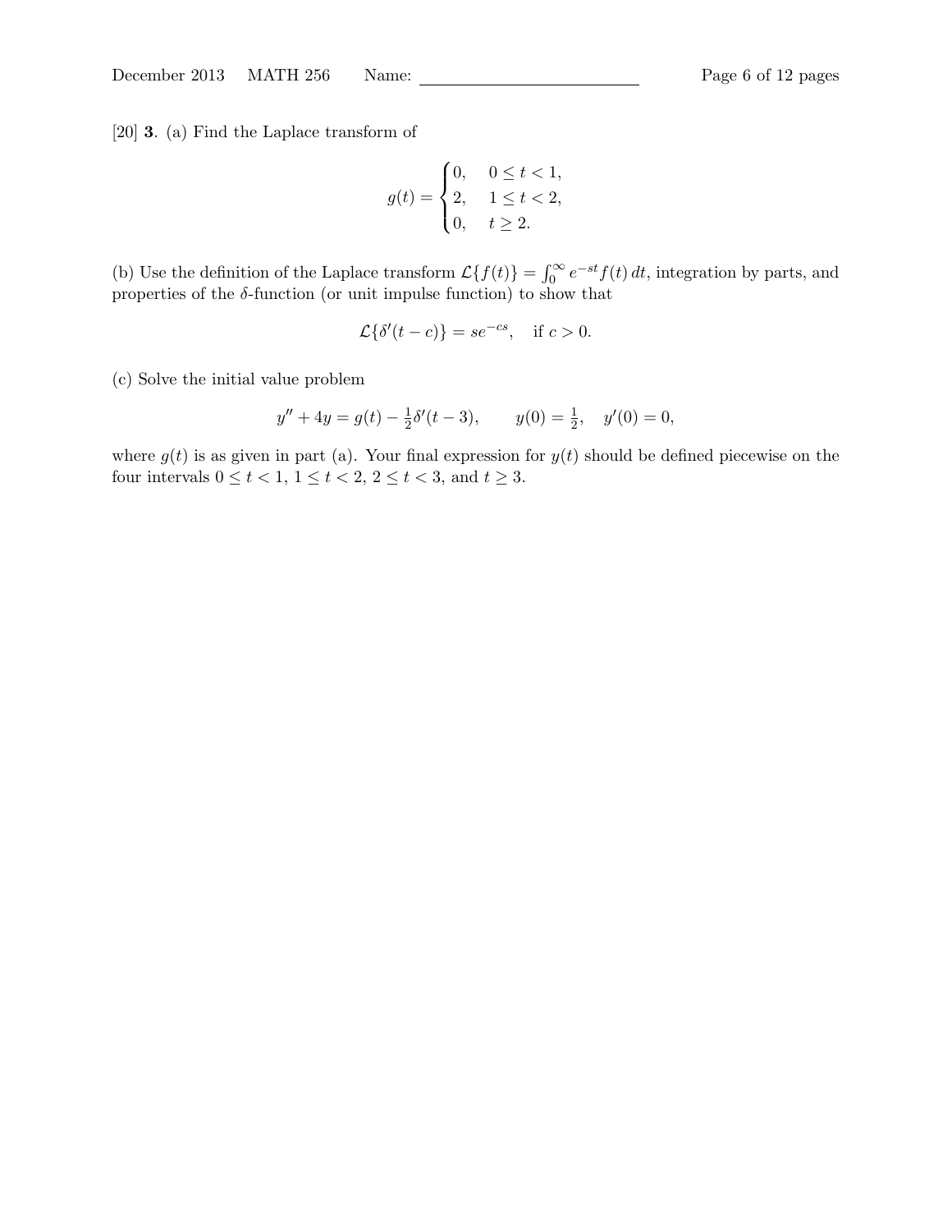[20] **3**. (a) Find the Laplace transform of

$$g(t) = \begin{cases} 0, & 0 \le t < 1, \\ 2, & 1 \le t < 2, \\ 0, & t \ge 2. \end{cases}$$

(b) Use the definition of the Laplace transform $\mathcal{L}\{f(t)\} = \int_0^\infty e^{-st} f(t)\,dt$, integration by parts, and properties of the $\delta$-function (or unit impulse function) to show that

$$\mathcal{L}\{\delta'(t-c)\} = se^{-cs}, \quad \text{if } c > 0.$$

(c) Solve the initial value problem

$$y'' + 4y = g(t) - \tfrac{1}{2}\delta'(t-3), \qquad y(0) = \tfrac{1}{2}, \quad y'(0) = 0,$$

where $g(t)$ is as given in part (a). Your final expression for $y(t)$ should be defined piecewise on the four intervals $0 \le t < 1$, $1 \le t < 2$, $2 \le t < 3$, and $t \ge 3$.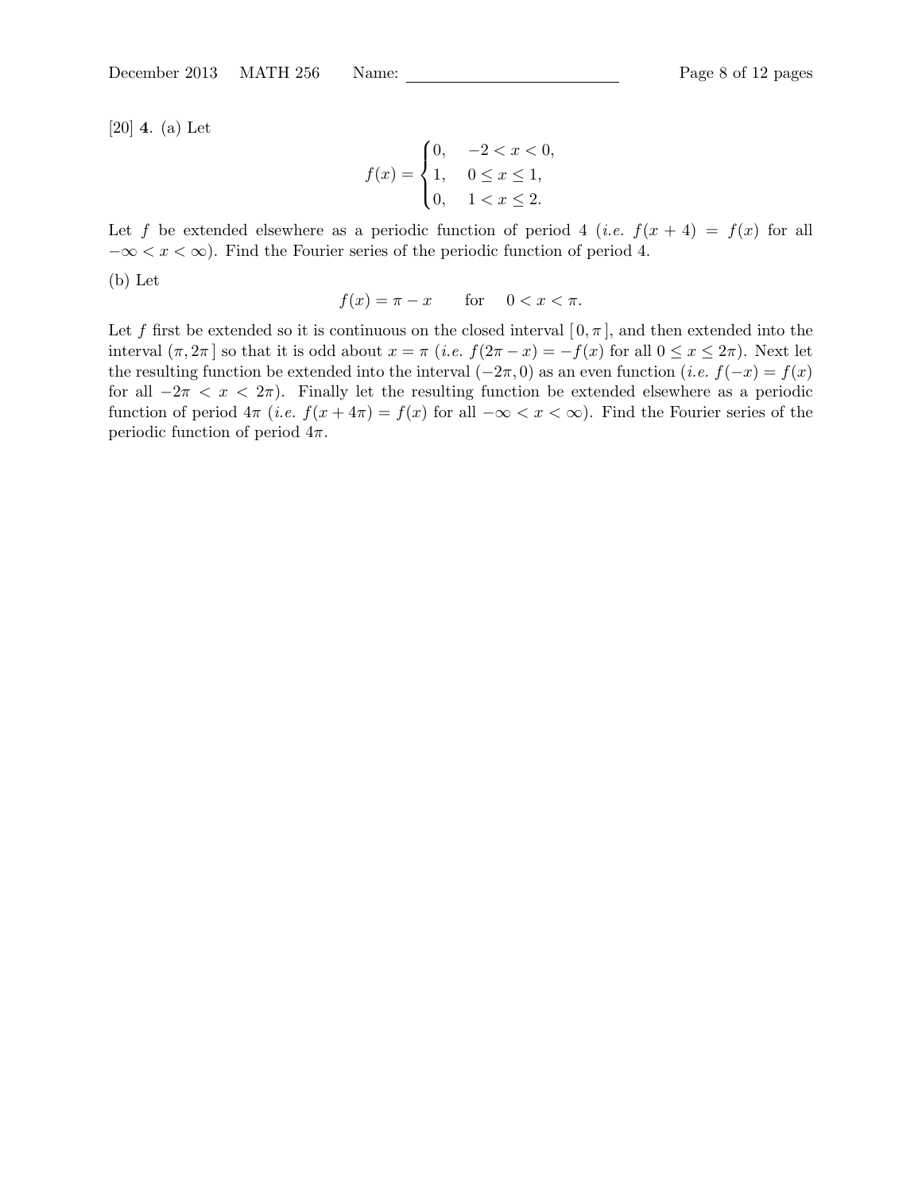[20] **4**. (a) Let

$$f(x) = \begin{cases} 0, & -2 < x < 0, \\ 1, & 0 \le x \le 1, \\ 0, & 1 < x \le 2. \end{cases}$$

Let $f$ be extended elsewhere as a periodic function of period 4 (*i.e.* $f(x + 4) = f(x)$ for all $-\infty < x < \infty$). Find the Fourier series of the periodic function of period 4.

(b) Let

$$f(x) = \pi - x \qquad \text{for} \qquad 0 < x < \pi.$$

Let $f$ first be extended so it is continuous on the closed interval $[\,0, \pi\,]$, and then extended into the interval $(\pi, 2\pi\,]$ so that it is odd about $x = \pi$ (*i.e.* $f(2\pi - x) = -f(x)$ for all $0 \le x \le 2\pi$). Next let the resulting function be extended into the interval $(-2\pi, 0)$ as an even function (*i.e.* $f(-x) = f(x)$ for all $-2\pi < x < 2\pi$). Finally let the resulting function be extended elsewhere as a periodic function of period $4\pi$ (*i.e.* $f(x + 4\pi) = f(x)$ for all $-\infty < x < \infty$). Find the Fourier series of the periodic function of period $4\pi$.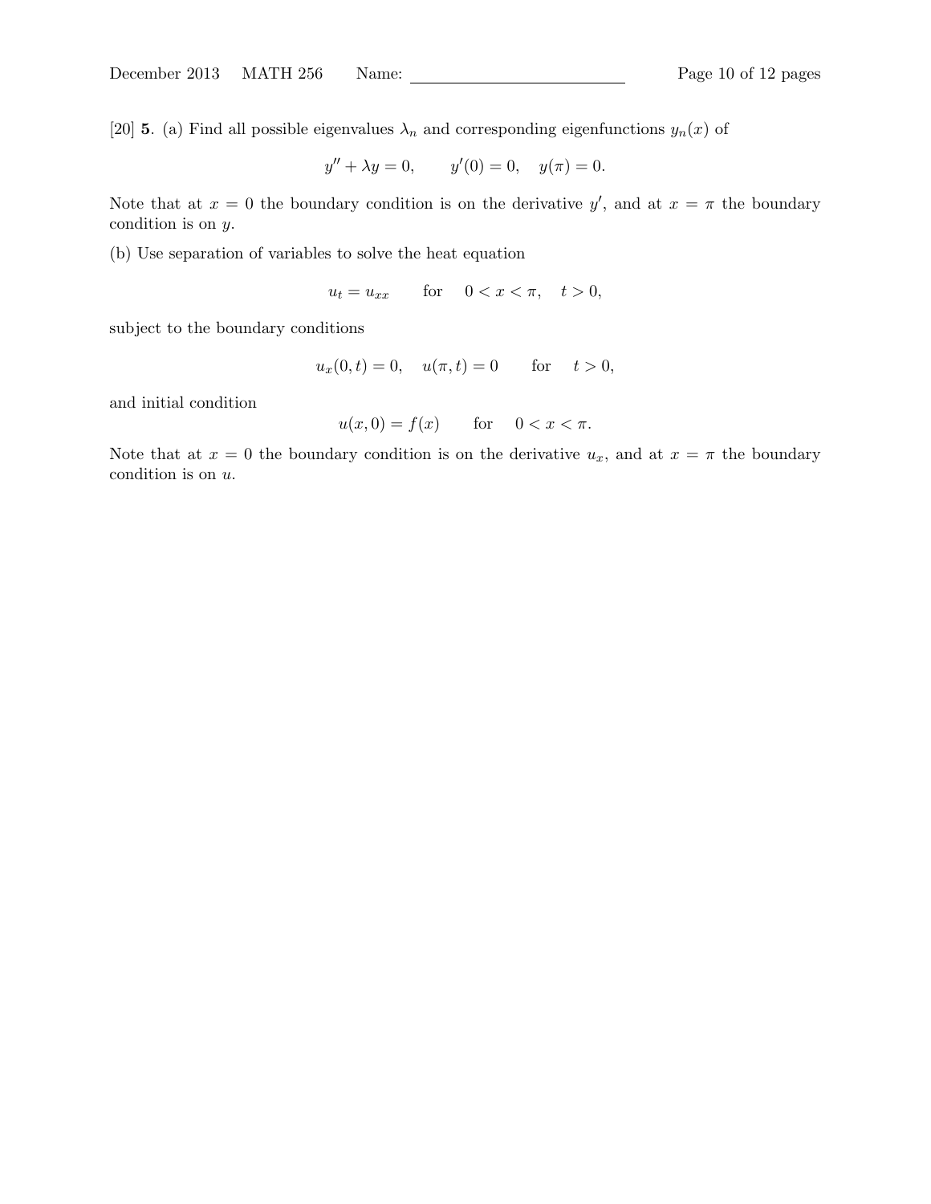[20] **5**. (a) Find all possible eigenvalues $\lambda_n$ and corresponding eigenfunctions $y_n(x)$ of

$$y'' + \lambda y = 0, \qquad y'(0) = 0, \quad y(\pi) = 0.$$

Note that at $x = 0$ the boundary condition is on the derivative $y'$, and at $x = \pi$ the boundary condition is on $y$.

(b) Use separation of variables to solve the heat equation

$$u_t = u_{xx} \qquad \text{for} \quad 0 < x < \pi, \quad t > 0,$$

subject to the boundary conditions

$$u_x(0,t) = 0, \quad u(\pi,t) = 0 \qquad \text{for} \quad t > 0,$$

and initial condition

$$u(x,0) = f(x) \qquad \text{for} \quad 0 < x < \pi.$$

Note that at $x = 0$ the boundary condition is on the derivative $u_x$, and at $x = \pi$ the boundary condition is on $u$.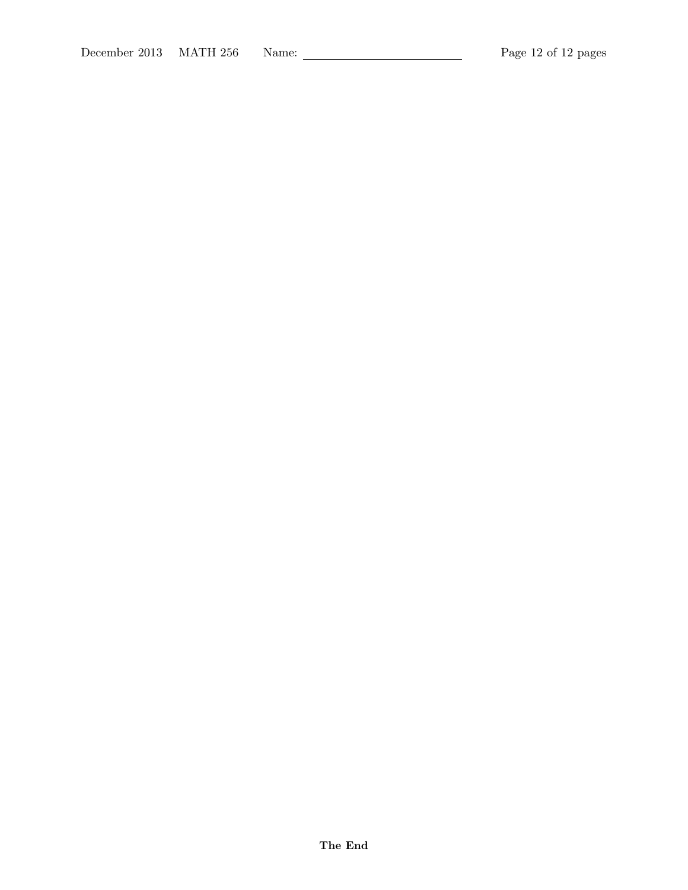**The End**